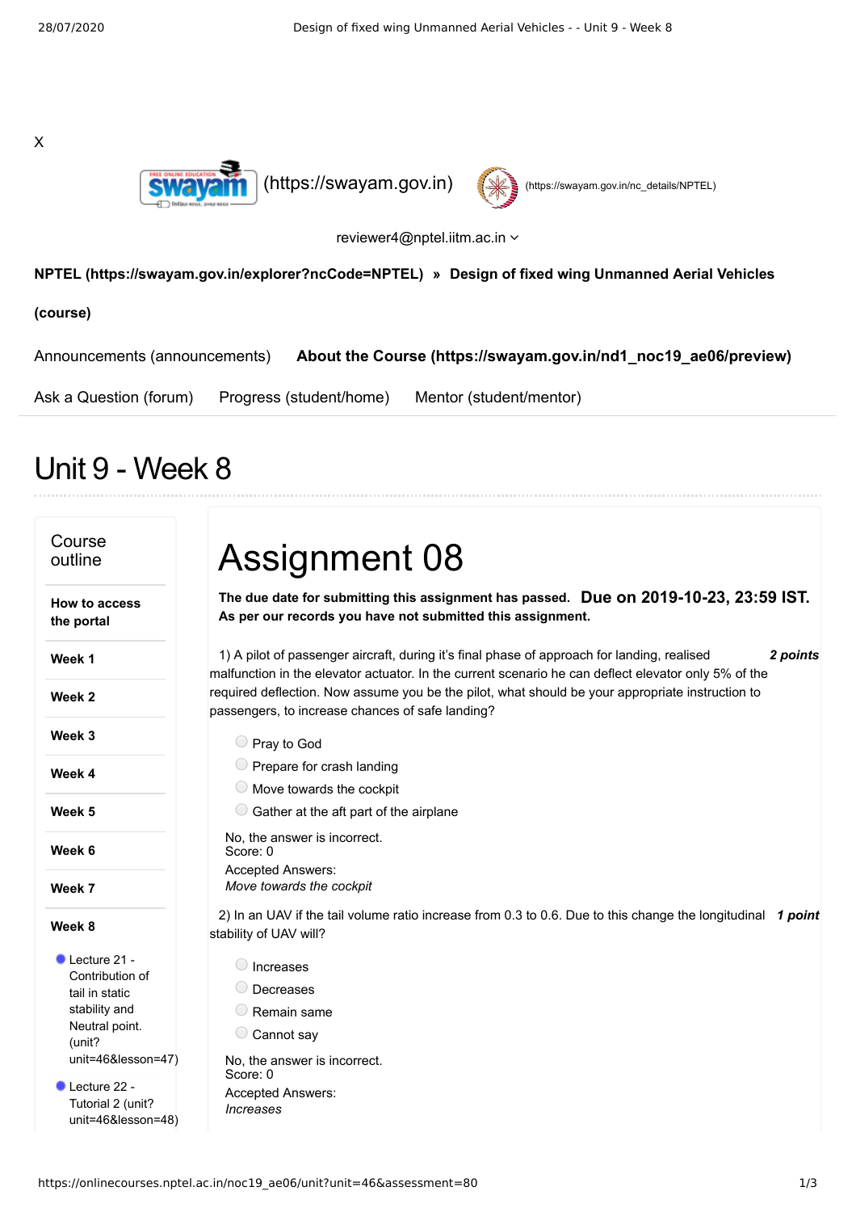X

(https://swayam.gov.in) (https://swayam.gov.in/nc_details/NPTEL)

reviewer4@nptel.iitm.ac.in

**NPTEL (https://swayam.gov.in/explorer?ncCode=NPTEL) » Design of fixed wing Unmanned Aerial Vehicles (course)**

Announcements (announcements) **About the Course (https://swayam.gov.in/nd1_noc19_ae06/preview)**

Ask a Question (forum) Progress (student/home) Mentor (student/mentor)

# Unit 9 - Week 8

## Course outline

- **How to access the portal**
- **Week 1**
- **Week 2**
- **Week 3**
- **Week 4**
- **Week 5**
- **Week 6**
- **Week 7**
- **Week 8**
  - Lecture 21 - Contribution of tail in static stability and Neutral point. (unit?unit=46&lesson=47)
  - Lecture 22 - Tutorial 2 (unit?unit=46&lesson=48)

# Assignment 08

**The due date for submitting this assignment has passed.** **Due on 2019-10-23, 23:59 IST.**
**As per our records you have not submitted this assignment.**

1) A pilot of passenger aircraft, during it's final phase of approach for landing, realised malfunction in the elevator actuator. In the current scenario he can deflect elevator only 5% of the required deflection. Now assume you be the pilot, what should be your appropriate instruction to passengers, to increase chances of safe landing? ***2 points***

- Pray to God
- Prepare for crash landing
- Move towards the cockpit
- Gather at the aft part of the airplane

No, the answer is incorrect.
Score: 0

Accepted Answers:
*Move towards the cockpit*

2) In an UAV if the tail volume ratio increase from 0.3 to 0.6. Due to this change the longitudinal stability of UAV will? ***1 point***

- Increases
- Decreases
- Remain same
- Cannot say

No, the answer is incorrect.
Score: 0

Accepted Answers:
*Increases*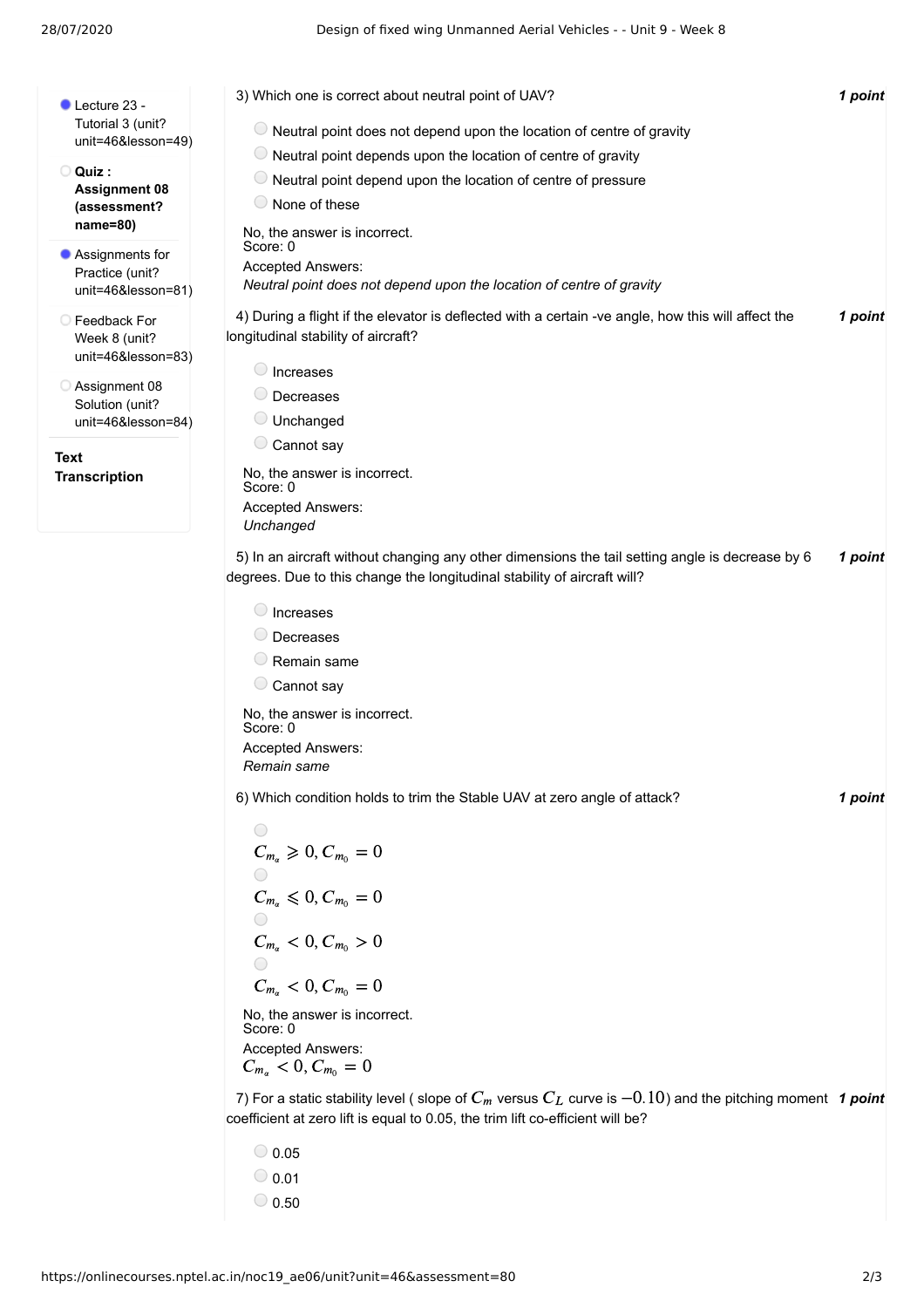- Lecture 23 - Tutorial 3 (unit?unit=46&lesson=49)
- **Quiz : Assignment 08 (assessment?name=80)**
- Assignments for Practice (unit?unit=46&lesson=81)
- Feedback For Week 8 (unit?unit=46&lesson=83)
- Assignment 08 Solution (unit?unit=46&lesson=84)

**Text Transcription**

3) Which one is correct about neutral point of UAV? *1 point*

- Neutral point does not depend upon the location of centre of gravity
- Neutral point depends upon the location of centre of gravity
- Neutral point depend upon the location of centre of pressure
- None of these

No, the answer is incorrect.
Score: 0
Accepted Answers:
*Neutral point does not depend upon the location of centre of gravity*

4) During a flight if the elevator is deflected with a certain -ve angle, how this will affect the longitudinal stability of aircraft? *1 point*

- Increases
- Decreases
- Unchanged
- Cannot say

No, the answer is incorrect.
Score: 0
Accepted Answers:
*Unchanged*

5) In an aircraft without changing any other dimensions the tail setting angle is decrease by 6 degrees. Due to this change the longitudinal stability of aircraft will? *1 point*

- Increases
- Decreases
- Remain same
- Cannot say

No, the answer is incorrect.
Score: 0
Accepted Answers:
*Remain same*

6) Which condition holds to trim the Stable UAV at zero angle of attack? *1 point*

- $C_{m_\alpha} \geqslant 0, C_{m_0} = 0$
- $C_{m_\alpha} \leqslant 0, C_{m_0} = 0$
- $C_{m_\alpha} < 0, C_{m_0} > 0$
- $C_{m_\alpha} < 0, C_{m_0} = 0$

No, the answer is incorrect.
Score: 0
Accepted Answers:
$C_{m_\alpha} < 0, C_{m_0} = 0$

7) For a static stability level ( slope of $C_m$ versus $C_L$ curve is $-0.10$) and the pitching moment coefficient at zero lift is equal to 0.05, the trim lift co-efficient will be? *1 point*

- 0.05
- 0.01
- 0.50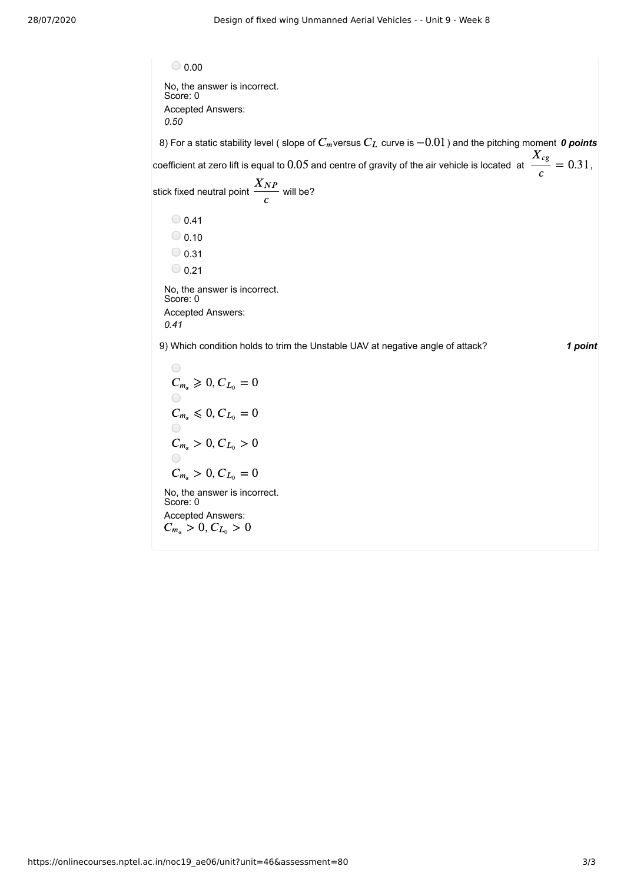- 0.00

No, the answer is incorrect.
Score: 0

Accepted Answers:
*0.50*

8) For a static stability level ( slope of $C_m$versus $C_L$ curve is $-0.01$ ) and the pitching moment coefficient at zero lift is equal to $0.05$ and centre of gravity of the air vehicle is located at $\frac{X_{cg}}{c} = 0.31$, stick fixed neutral point $\frac{X_{NP}}{c}$ will be? ***0 points***

- 0.41
- 0.10
- 0.31
- 0.21

No, the answer is incorrect.
Score: 0

Accepted Answers:
*0.41*

9) Which condition holds to trim the Unstable UAV at negative angle of attack? ***1 point***

- $C_{m_\alpha} \geqslant 0, C_{L_0} = 0$
- $C_{m_\alpha} \leqslant 0, C_{L_0} = 0$
- $C_{m_\alpha} > 0, C_{L_0} > 0$
- $C_{m_\alpha} > 0, C_{L_0} = 0$

No, the answer is incorrect.
Score: 0

Accepted Answers:
$C_{m_\alpha} > 0, C_{L_0} > 0$